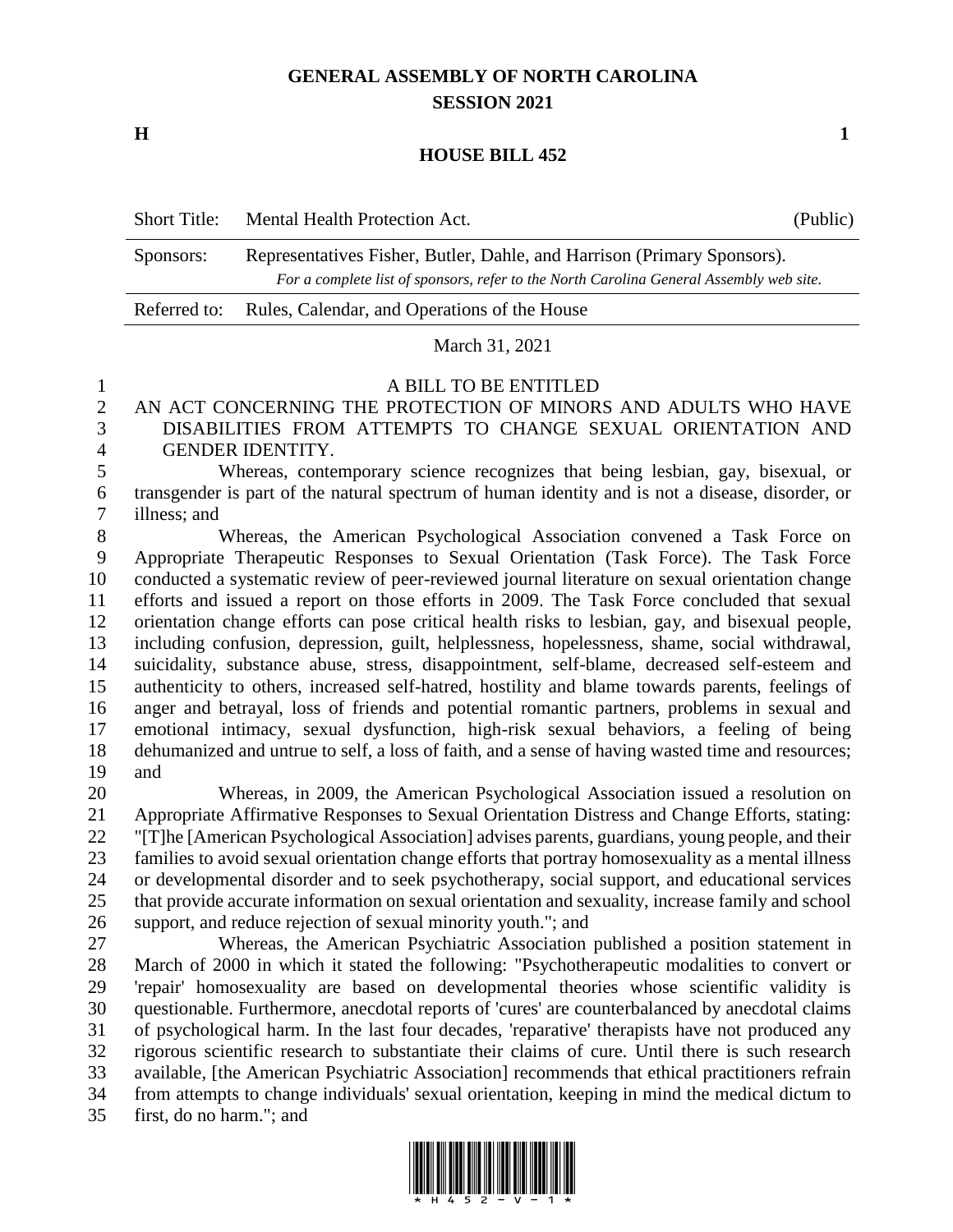# GENERAL ASSEMBLY OF NORTH CAROLINA
## SESSION 2021

**H** **1**

## HOUSE BILL 452

| | | |
|---|---|---|
| Short Title: | Mental Health Protection Act. | (Public) |
| Sponsors: | Representatives Fisher, Butler, Dahle, and Harrison (Primary Sponsors). *For a complete list of sponsors, refer to the North Carolina General Assembly web site.* | |
| Referred to: | Rules, Calendar, and Operations of the House | |

March 31, 2021

A BILL TO BE ENTITLED

AN ACT CONCERNING THE PROTECTION OF MINORS AND ADULTS WHO HAVE DISABILITIES FROM ATTEMPTS TO CHANGE SEXUAL ORIENTATION AND GENDER IDENTITY.

Whereas, contemporary science recognizes that being lesbian, gay, bisexual, or transgender is part of the natural spectrum of human identity and is not a disease, disorder, or illness; and

Whereas, the American Psychological Association convened a Task Force on Appropriate Therapeutic Responses to Sexual Orientation (Task Force). The Task Force conducted a systematic review of peer-reviewed journal literature on sexual orientation change efforts and issued a report on those efforts in 2009. The Task Force concluded that sexual orientation change efforts can pose critical health risks to lesbian, gay, and bisexual people, including confusion, depression, guilt, helplessness, hopelessness, shame, social withdrawal, suicidality, substance abuse, stress, disappointment, self-blame, decreased self-esteem and authenticity to others, increased self-hatred, hostility and blame towards parents, feelings of anger and betrayal, loss of friends and potential romantic partners, problems in sexual and emotional intimacy, sexual dysfunction, high-risk sexual behaviors, a feeling of being dehumanized and untrue to self, a loss of faith, and a sense of having wasted time and resources; and

Whereas, in 2009, the American Psychological Association issued a resolution on Appropriate Affirmative Responses to Sexual Orientation Distress and Change Efforts, stating: "[T]he [American Psychological Association] advises parents, guardians, young people, and their families to avoid sexual orientation change efforts that portray homosexuality as a mental illness or developmental disorder and to seek psychotherapy, social support, and educational services that provide accurate information on sexual orientation and sexuality, increase family and school support, and reduce rejection of sexual minority youth."; and

Whereas, the American Psychiatric Association published a position statement in March of 2000 in which it stated the following: "Psychotherapeutic modalities to convert or 'repair' homosexuality are based on developmental theories whose scientific validity is questionable. Furthermore, anecdotal reports of 'cures' are counterbalanced by anecdotal claims of psychological harm. In the last four decades, 'reparative' therapists have not produced any rigorous scientific research to substantiate their claims of cure. Until there is such research available, [the American Psychiatric Association] recommends that ethical practitioners refrain from attempts to change individuals' sexual orientation, keeping in mind the medical dictum to first, do no harm."; and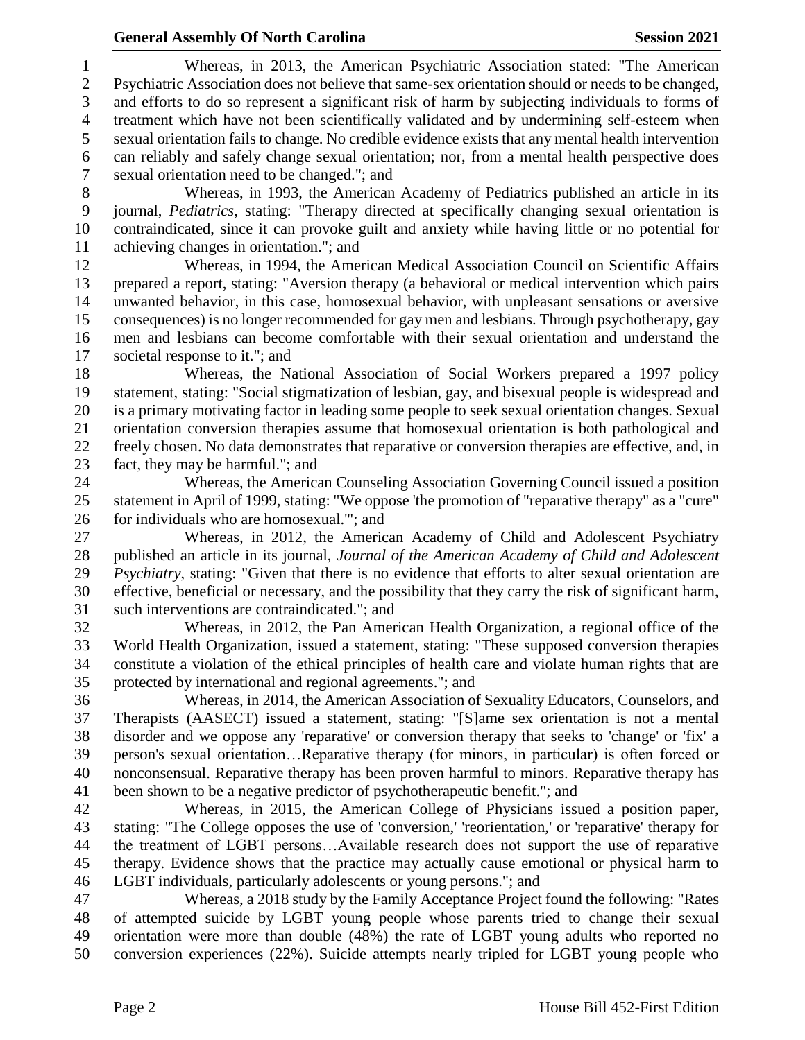Whereas, in 2013, the American Psychiatric Association stated: "The American Psychiatric Association does not believe that same-sex orientation should or needs to be changed, and efforts to do so represent a significant risk of harm by subjecting individuals to forms of treatment which have not been scientifically validated and by undermining self-esteem when sexual orientation fails to change. No credible evidence exists that any mental health intervention can reliably and safely change sexual orientation; nor, from a mental health perspective does sexual orientation need to be changed."; and

Whereas, in 1993, the American Academy of Pediatrics published an article in its journal, *Pediatrics*, stating: "Therapy directed at specifically changing sexual orientation is contraindicated, since it can provoke guilt and anxiety while having little or no potential for achieving changes in orientation."; and

Whereas, in 1994, the American Medical Association Council on Scientific Affairs prepared a report, stating: "Aversion therapy (a behavioral or medical intervention which pairs unwanted behavior, in this case, homosexual behavior, with unpleasant sensations or aversive consequences) is no longer recommended for gay men and lesbians. Through psychotherapy, gay men and lesbians can become comfortable with their sexual orientation and understand the societal response to it."; and

Whereas, the National Association of Social Workers prepared a 1997 policy statement, stating: "Social stigmatization of lesbian, gay, and bisexual people is widespread and is a primary motivating factor in leading some people to seek sexual orientation changes. Sexual orientation conversion therapies assume that homosexual orientation is both pathological and freely chosen. No data demonstrates that reparative or conversion therapies are effective, and, in fact, they may be harmful."; and

Whereas, the American Counseling Association Governing Council issued a position statement in April of 1999, stating: "We oppose 'the promotion of "reparative therapy" as a "cure" for individuals who are homosexual.'"; and

Whereas, in 2012, the American Academy of Child and Adolescent Psychiatry published an article in its journal, *Journal of the American Academy of Child and Adolescent Psychiatry*, stating: "Given that there is no evidence that efforts to alter sexual orientation are effective, beneficial or necessary, and the possibility that they carry the risk of significant harm, such interventions are contraindicated."; and

Whereas, in 2012, the Pan American Health Organization, a regional office of the World Health Organization, issued a statement, stating: "These supposed conversion therapies constitute a violation of the ethical principles of health care and violate human rights that are protected by international and regional agreements."; and

Whereas, in 2014, the American Association of Sexuality Educators, Counselors, and Therapists (AASECT) issued a statement, stating: "[S]ame sex orientation is not a mental disorder and we oppose any 'reparative' or conversion therapy that seeks to 'change' or 'fix' a person's sexual orientation…Reparative therapy (for minors, in particular) is often forced or nonconsensual. Reparative therapy has been proven harmful to minors. Reparative therapy has been shown to be a negative predictor of psychotherapeutic benefit."; and

Whereas, in 2015, the American College of Physicians issued a position paper, stating: "The College opposes the use of 'conversion,' 'reorientation,' or 'reparative' therapy for the treatment of LGBT persons…Available research does not support the use of reparative therapy. Evidence shows that the practice may actually cause emotional or physical harm to LGBT individuals, particularly adolescents or young persons."; and

Whereas, a 2018 study by the Family Acceptance Project found the following: "Rates of attempted suicide by LGBT young people whose parents tried to change their sexual orientation were more than double (48%) the rate of LGBT young adults who reported no conversion experiences (22%). Suicide attempts nearly tripled for LGBT young people who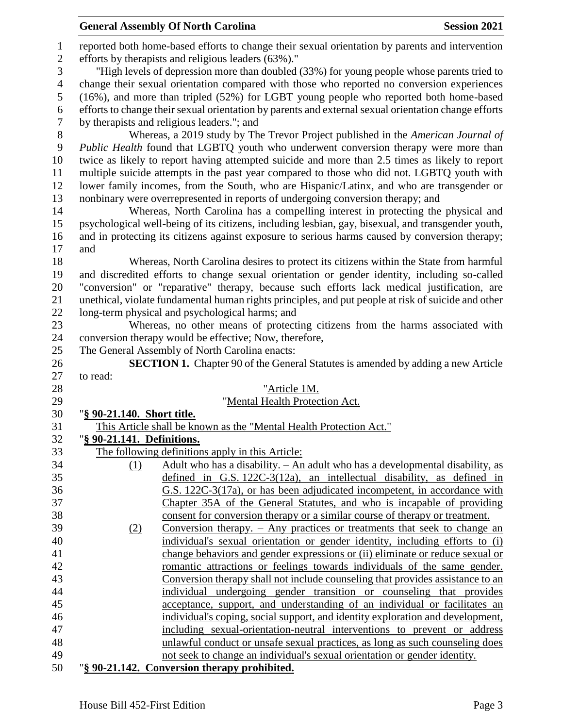reported both home-based efforts to change their sexual orientation by parents and intervention efforts by therapists and religious leaders (63%)."

"High levels of depression more than doubled (33%) for young people whose parents tried to change their sexual orientation compared with those who reported no conversion experiences (16%), and more than tripled (52%) for LGBT young people who reported both home-based efforts to change their sexual orientation by parents and external sexual orientation change efforts by therapists and religious leaders."; and

Whereas, a 2019 study by The Trevor Project published in the *American Journal of Public Health* found that LGBTQ youth who underwent conversion therapy were more than twice as likely to report having attempted suicide and more than 2.5 times as likely to report multiple suicide attempts in the past year compared to those who did not. LGBTQ youth with lower family incomes, from the South, who are Hispanic/Latinx, and who are transgender or nonbinary were overrepresented in reports of undergoing conversion therapy; and

Whereas, North Carolina has a compelling interest in protecting the physical and psychological well-being of its citizens, including lesbian, gay, bisexual, and transgender youth, and in protecting its citizens against exposure to serious harms caused by conversion therapy; and

Whereas, North Carolina desires to protect its citizens within the State from harmful and discredited efforts to change sexual orientation or gender identity, including so-called "conversion" or "reparative" therapy, because such efforts lack medical justification, are unethical, violate fundamental human rights principles, and put people at risk of suicide and other long-term physical and psychological harms; and

Whereas, no other means of protecting citizens from the harms associated with conversion therapy would be effective; Now, therefore,

The General Assembly of North Carolina enacts:

**SECTION 1.** Chapter 90 of the General Statutes is amended by adding a new Article to read:

"Article 1M.

"Mental Health Protection Act.

"**§ 90-21.140. Short title.**

This Article shall be known as the "Mental Health Protection Act."

"**§ 90-21.141. Definitions.**

The following definitions apply in this Article:

(1) Adult who has a disability. – An adult who has a developmental disability, as defined in G.S. 122C-3(12a), an intellectual disability, as defined in G.S. 122C-3(17a), or has been adjudicated incompetent, in accordance with Chapter 35A of the General Statutes, and who is incapable of providing consent for conversion therapy or a similar course of therapy or treatment.

(2) Conversion therapy. – Any practices or treatments that seek to change an individual's sexual orientation or gender identity, including efforts to (i) change behaviors and gender expressions or (ii) eliminate or reduce sexual or romantic attractions or feelings towards individuals of the same gender. Conversion therapy shall not include counseling that provides assistance to an individual undergoing gender transition or counseling that provides acceptance, support, and understanding of an individual or facilitates an individual's coping, social support, and identity exploration and development, including sexual-orientation-neutral interventions to prevent or address unlawful conduct or unsafe sexual practices, as long as such counseling does not seek to change an individual's sexual orientation or gender identity.

"**§ 90-21.142. Conversion therapy prohibited.**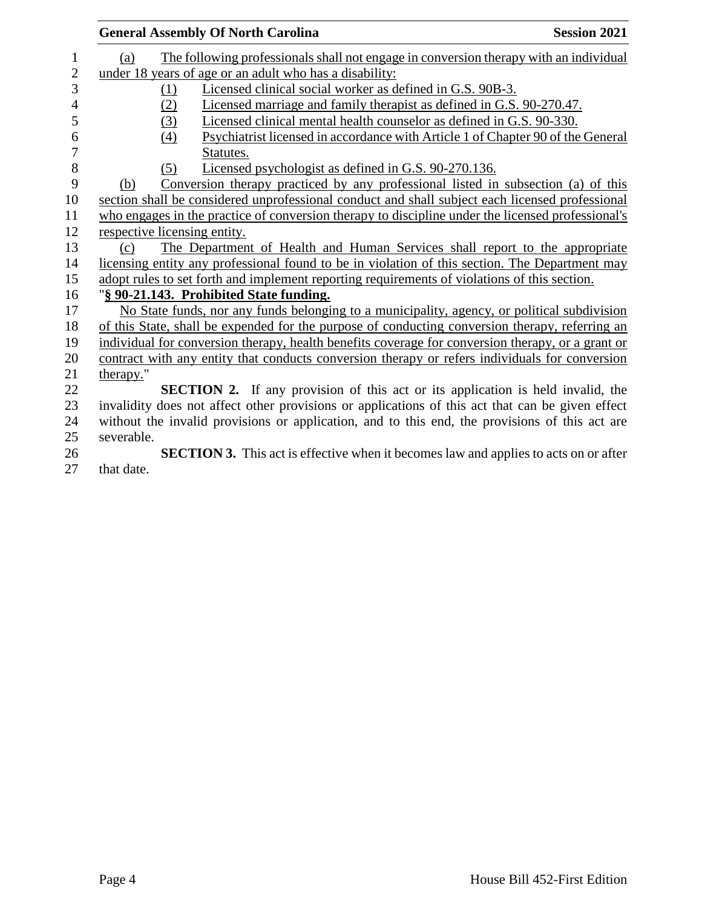(a) The following professionals shall not engage in conversion therapy with an individual under 18 years of age or an adult who has a disability:

(1) Licensed clinical social worker as defined in G.S. 90B-3.
(2) Licensed marriage and family therapist as defined in G.S. 90-270.47.
(3) Licensed clinical mental health counselor as defined in G.S. 90-330.
(4) Psychiatrist licensed in accordance with Article 1 of Chapter 90 of the General Statutes.
(5) Licensed psychologist as defined in G.S. 90-270.136.

(b) Conversion therapy practiced by any professional listed in subsection (a) of this section shall be considered unprofessional conduct and shall subject each licensed professional who engages in the practice of conversion therapy to discipline under the licensed professional's respective licensing entity.

(c) The Department of Health and Human Services shall report to the appropriate licensing entity any professional found to be in violation of this section. The Department may adopt rules to set forth and implement reporting requirements of violations of this section.

"**§ 90-21.143. Prohibited State funding.**

No State funds, nor any funds belonging to a municipality, agency, or political subdivision of this State, shall be expended for the purpose of conducting conversion therapy, referring an individual for conversion therapy, health benefits coverage for conversion therapy, or a grant or contract with any entity that conducts conversion therapy or refers individuals for conversion therapy."

**SECTION 2.** If any provision of this act or its application is held invalid, the invalidity does not affect other provisions or applications of this act that can be given effect without the invalid provisions or application, and to this end, the provisions of this act are severable.

**SECTION 3.** This act is effective when it becomes law and applies to acts on or after that date.